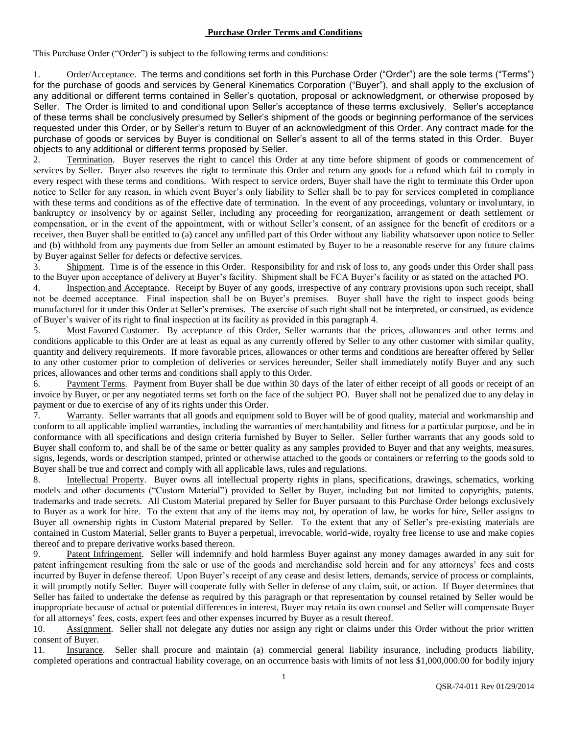## Purchase Order Terms and Conditions

This Purchase Order ("Order") is subject to the following terms and conditions:

1. Order/Acceptance. The terms and conditions set forth in this Purchase Order ("Order") are the sole terms ("Terms") for the purchase of goods and services by General Kinematics Corporation ("Buyer"), and shall apply to the exclusion of any additional or different terms contained in Seller's quotation, proposal or acknowledgment, or otherwise proposed by Seller. The Order is limited to and conditional upon Seller's acceptance of these terms exclusively. Seller's acceptance of these terms shall be conclusively presumed by Seller's shipment of the goods or beginning performance of the services requested under this Order, or by Seller's return to Buyer of an acknowledgment of this Order. Any contract made for the purchase of goods or services by Buyer is conditional on Seller's assent to all of the terms stated in this Order. Buyer objects to any additional or different terms proposed by Seller.

2. Termination. Buyer reserves the right to cancel this Order at any time before shipment of goods or commencement of services by Seller. Buyer also reserves the right to terminate this Order and return any goods for a refund which fail to comply in every respect with these terms and conditions. With respect to service orders, Buyer shall have the right to terminate this Order upon notice to Seller for any reason, in which event Buyer's only liability to Seller shall be to pay for services completed in compliance with these terms and conditions as of the effective date of termination. In the event of any proceedings, voluntary or involuntary, in bankruptcy or insolvency by or against Seller, including any proceeding for reorganization, arrangement or death settlement or compensation, or in the event of the appointment, with or without Seller's consent, of an assignee for the benefit of creditors or a receiver, then Buyer shall be entitled to (a) cancel any unfilled part of this Order without any liability whatsoever upon notice to Seller and (b) withhold from any payments due from Seller an amount estimated by Buyer to be a reasonable reserve for any future claims by Buyer against Seller for defects or defective services.

3. Shipment. Time is of the essence in this Order. Responsibility for and risk of loss to, any goods under this Order shall pass to the Buyer upon acceptance of delivery at Buyer's facility. Shipment shall be FCA Buyer's facility or as stated on the attached PO.

4. Inspection and Acceptance. Receipt by Buyer of any goods, irrespective of any contrary provisions upon such receipt, shall not be deemed acceptance. Final inspection shall be on Buyer's premises. Buyer shall have the right to inspect goods being manufactured for it under this Order at Seller's premises. The exercise of such right shall not be interpreted, or construed, as evidence of Buyer's waiver of its right to final inspection at its facility as provided in this paragraph 4.

5. Most Favored Customer. By acceptance of this Order, Seller warrants that the prices, allowances and other terms and conditions applicable to this Order are at least as equal as any currently offered by Seller to any other customer with similar quality, quantity and delivery requirements. If more favorable prices, allowances or other terms and conditions are hereafter offered by Seller to any other customer prior to completion of deliveries or services hereunder, Seller shall immediately notify Buyer and any such prices, allowances and other terms and conditions shall apply to this Order.

6. Payment Terms. Payment from Buyer shall be due within 30 days of the later of either receipt of all goods or receipt of an invoice by Buyer, or per any negotiated terms set forth on the face of the subject PO. Buyer shall not be penalized due to any delay in payment or due to exercise of any of its rights under this Order.

7. Warranty. Seller warrants that all goods and equipment sold to Buyer will be of good quality, material and workmanship and conform to all applicable implied warranties, including the warranties of merchantability and fitness for a particular purpose, and be in conformance with all specifications and design criteria furnished by Buyer to Seller. Seller further warrants that any goods sold to Buyer shall conform to, and shall be of the same or better quality as any samples provided to Buyer and that any weights, measures, signs, legends, words or description stamped, printed or otherwise attached to the goods or containers or referring to the goods sold to Buyer shall be true and correct and comply with all applicable laws, rules and regulations.

8. Intellectual Property. Buyer owns all intellectual property rights in plans, specifications, drawings, schematics, working models and other documents ("Custom Material") provided to Seller by Buyer, including but not limited to copyrights, patents, trademarks and trade secrets. All Custom Material prepared by Seller for Buyer pursuant to this Purchase Order belongs exclusively to Buyer as a work for hire. To the extent that any of the items may not, by operation of law, be works for hire, Seller assigns to Buyer all ownership rights in Custom Material prepared by Seller. To the extent that any of Seller's pre-existing materials are contained in Custom Material, Seller grants to Buyer a perpetual, irrevocable, world-wide, royalty free license to use and make copies thereof and to prepare derivative works based thereon.

9. Patent Infringement. Seller will indemnify and hold harmless Buyer against any money damages awarded in any suit for patent infringement resulting from the sale or use of the goods and merchandise sold herein and for any attorneys' fees and costs incurred by Buyer in defense thereof. Upon Buyer's receipt of any cease and desist letters, demands, service of process or complaints, it will promptly notify Seller. Buyer will cooperate fully with Seller in defense of any claim, suit, or action. If Buyer determines that Seller has failed to undertake the defense as required by this paragraph or that representation by counsel retained by Seller would be inappropriate because of actual or potential differences in interest, Buyer may retain its own counsel and Seller will compensate Buyer for all attorneys' fees, costs, expert fees and other expenses incurred by Buyer as a result thereof.

10. Assignment. Seller shall not delegate any duties nor assign any right or claims under this Order without the prior written consent of Buyer.

11. Insurance. Seller shall procure and maintain (a) commercial general liability insurance, including products liability, completed operations and contractual liability coverage, on an occurrence basis with limits of not less $1,000,000.00 for bodily injury

QSR-74-011 Rev 01/29/2014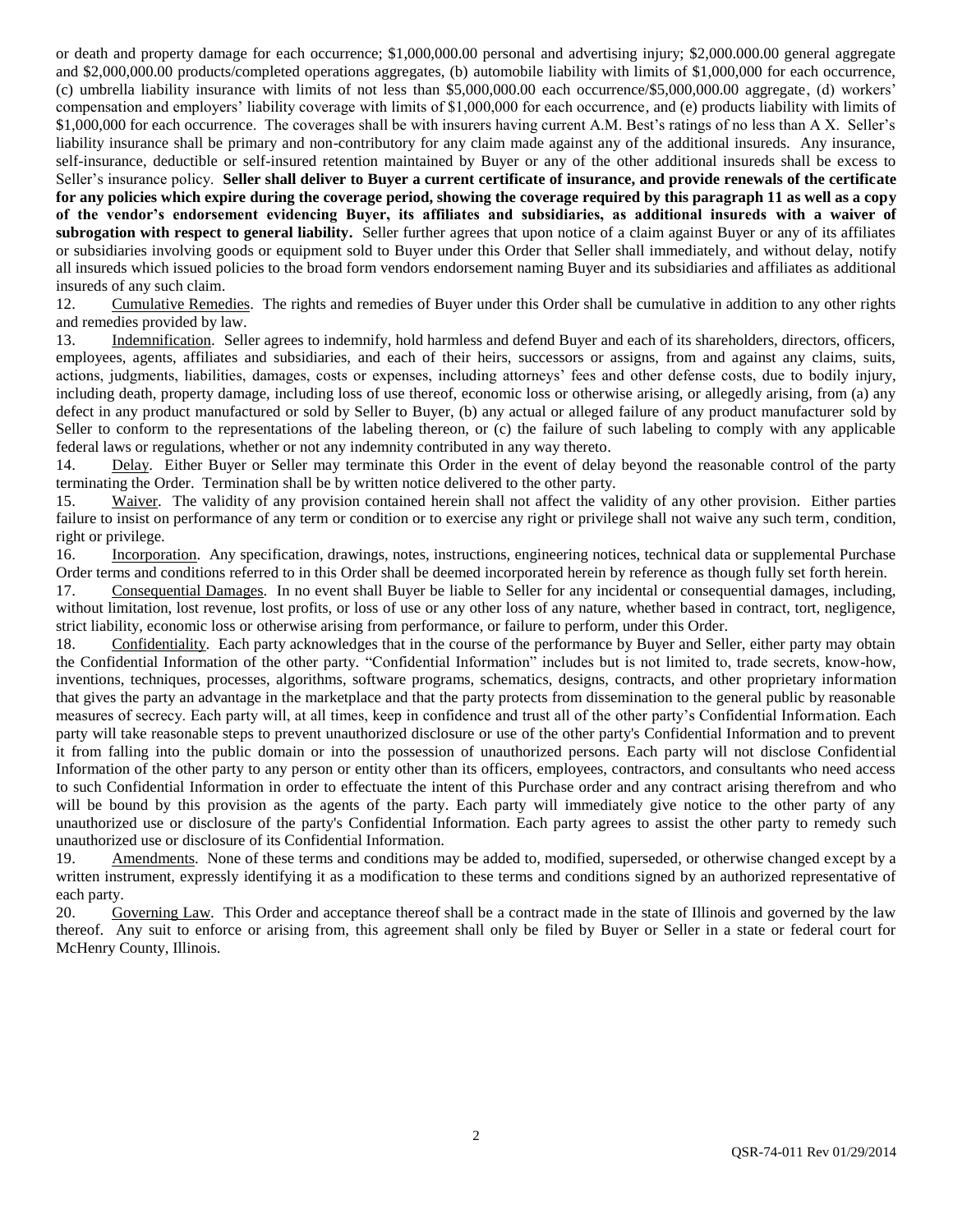or death and property damage for each occurrence; $1,000,000.00 personal and advertising injury; $2,000.000.00 general aggregate and $2,000,000.00 products/completed operations aggregates, (b) automobile liability with limits of $1,000,000 for each occurrence, (c) umbrella liability insurance with limits of not less than $5,000,000.00 each occurrence/$5,000,000.00 aggregate, (d) workers' compensation and employers' liability coverage with limits of $1,000,000 for each occurrence, and (e) products liability with limits of $1,000,000 for each occurrence. The coverages shall be with insurers having current A.M. Best's ratings of no less than A X. Seller's liability insurance shall be primary and non-contributory for any claim made against any of the additional insureds. Any insurance, self-insurance, deductible or self-insured retention maintained by Buyer or any of the other additional insureds shall be excess to Seller's insurance policy. **Seller shall deliver to Buyer a current certificate of insurance, and provide renewals of the certificate for any policies which expire during the coverage period, showing the coverage required by this paragraph 11 as well as a copy of the vendor's endorsement evidencing Buyer, its affiliates and subsidiaries, as additional insureds with a waiver of subrogation with respect to general liability.** Seller further agrees that upon notice of a claim against Buyer or any of its affiliates or subsidiaries involving goods or equipment sold to Buyer under this Order that Seller shall immediately, and without delay, notify all insureds which issued policies to the broad form vendors endorsement naming Buyer and its subsidiaries and affiliates as additional insureds of any such claim.

12. Cumulative Remedies. The rights and remedies of Buyer under this Order shall be cumulative in addition to any other rights and remedies provided by law.

13. Indemnification. Seller agrees to indemnify, hold harmless and defend Buyer and each of its shareholders, directors, officers, employees, agents, affiliates and subsidiaries, and each of their heirs, successors or assigns, from and against any claims, suits, actions, judgments, liabilities, damages, costs or expenses, including attorneys' fees and other defense costs, due to bodily injury, including death, property damage, including loss of use thereof, economic loss or otherwise arising, or allegedly arising, from (a) any defect in any product manufactured or sold by Seller to Buyer, (b) any actual or alleged failure of any product manufacturer sold by Seller to conform to the representations of the labeling thereon, or (c) the failure of such labeling to comply with any applicable federal laws or regulations, whether or not any indemnity contributed in any way thereto.

14. Delay. Either Buyer or Seller may terminate this Order in the event of delay beyond the reasonable control of the party terminating the Order. Termination shall be by written notice delivered to the other party.

15. Waiver. The validity of any provision contained herein shall not affect the validity of any other provision. Either parties failure to insist on performance of any term or condition or to exercise any right or privilege shall not waive any such term, condition, right or privilege.

16. Incorporation. Any specification, drawings, notes, instructions, engineering notices, technical data or supplemental Purchase Order terms and conditions referred to in this Order shall be deemed incorporated herein by reference as though fully set forth herein.

17. Consequential Damages. In no event shall Buyer be liable to Seller for any incidental or consequential damages, including, without limitation, lost revenue, lost profits, or loss of use or any other loss of any nature, whether based in contract, tort, negligence, strict liability, economic loss or otherwise arising from performance, or failure to perform, under this Order.

18. Confidentiality. Each party acknowledges that in the course of the performance by Buyer and Seller, either party may obtain the Confidential Information of the other party. "Confidential Information" includes but is not limited to, trade secrets, know-how, inventions, techniques, processes, algorithms, software programs, schematics, designs, contracts, and other proprietary information that gives the party an advantage in the marketplace and that the party protects from dissemination to the general public by reasonable measures of secrecy. Each party will, at all times, keep in confidence and trust all of the other party's Confidential Information. Each party will take reasonable steps to prevent unauthorized disclosure or use of the other party's Confidential Information and to prevent it from falling into the public domain or into the possession of unauthorized persons. Each party will not disclose Confidential Information of the other party to any person or entity other than its officers, employees, contractors, and consultants who need access to such Confidential Information in order to effectuate the intent of this Purchase order and any contract arising therefrom and who will be bound by this provision as the agents of the party. Each party will immediately give notice to the other party of any unauthorized use or disclosure of the party's Confidential Information. Each party agrees to assist the other party to remedy such unauthorized use or disclosure of its Confidential Information.

19. Amendments. None of these terms and conditions may be added to, modified, superseded, or otherwise changed except by a written instrument, expressly identifying it as a modification to these terms and conditions signed by an authorized representative of each party.

20. Governing Law. This Order and acceptance thereof shall be a contract made in the state of Illinois and governed by the law thereof. Any suit to enforce or arising from, this agreement shall only be filed by Buyer or Seller in a state or federal court for McHenry County, Illinois.

QSR-74-011 Rev 01/29/2014